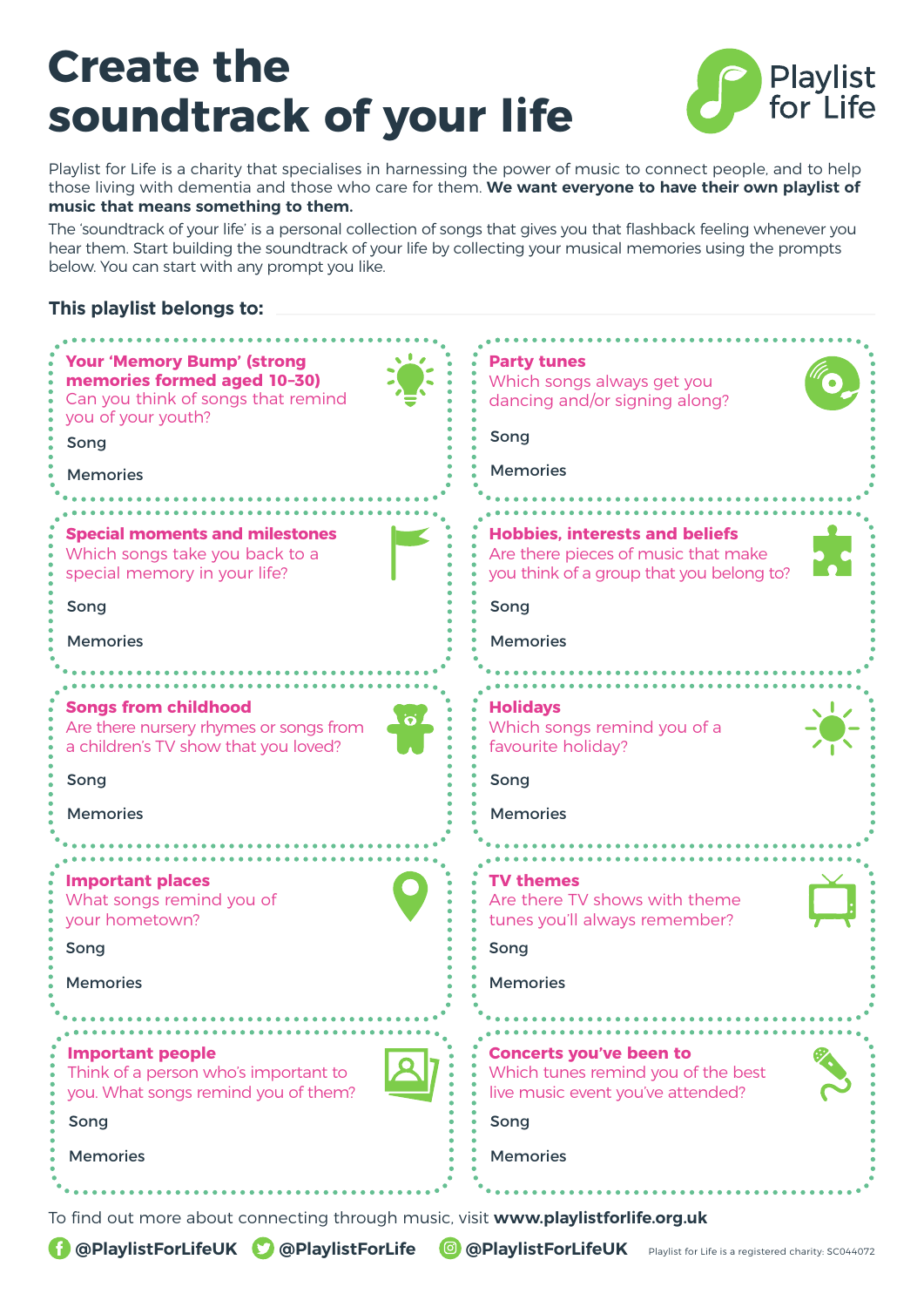# Create the soundtrack of your life

Playlist for Life

Playlist for Life is a charity that specialises in harnessing the power of music to connect people, and to help those living with dementia and those who care for them. **We want everyone to have their own playlist of music that means something to them.**

The 'soundtrack of your life' is a personal collection of songs that gives you that flashback feeling whenever you hear them. Start building the soundtrack of your life by collecting your musical memories using the prompts below. You can start with any prompt you like.

**This playlist belongs to:**

### Your 'Memory Bump' (strong memories formed aged 10-30)

Can you think of songs that remind you of your youth?

Song

Memories

### Party tunes

Which songs always get you dancing and/or signing along?

Song

Memories

### Special moments and milestones

Which songs take you back to a special memory in your life?

Song

Memories

### Hobbies, interests and beliefs

Are there pieces of music that make you think of a group that you belong to?

Song

Memories

### Songs from childhood

Are there nursery rhymes or songs from a children's TV show that you loved?

Song

Memories

### Holidays

Which songs remind you of a favourite holiday?

Song

Memories

### Important places

What songs remind you of your hometown?

Song

Memories

### TV themes

Are there TV shows with theme tunes you'll always remember?

Song

Memories

### Important people

Think of a person who's important to you. What songs remind you of them?

Song

Memories

### Concerts you've been to

Which tunes remind you of the best live music event you've attended?

Song

Memories

To find out more about connecting through music, visit **www.playlistforlife.org.uk**

**@PlaylistForLifeUK** **@PlaylistForLife** **@PlaylistForLifeUK**

Playlist for Life is a registered charity: SC044072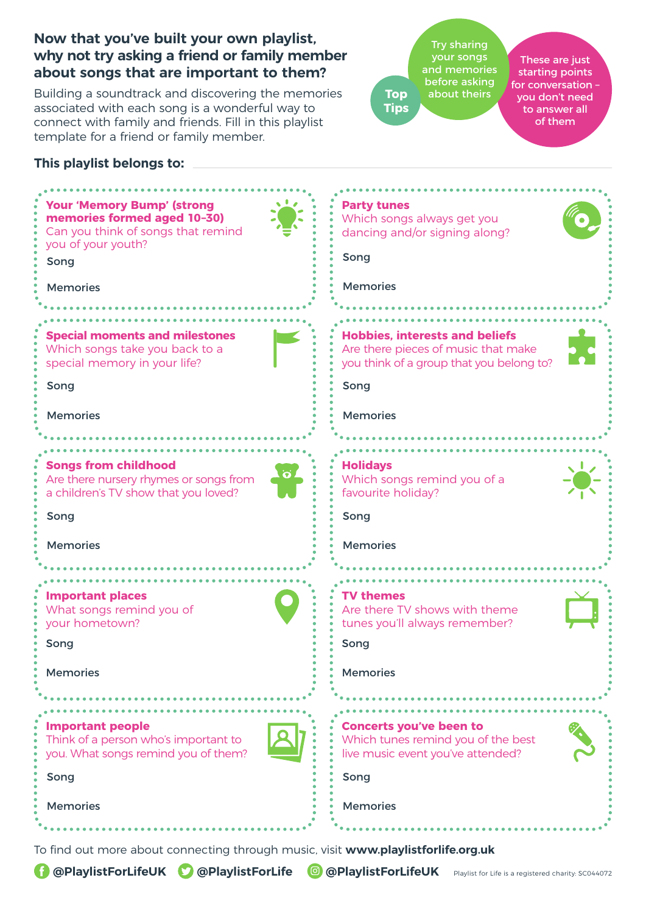## Now that you've built your own playlist, why not try asking a friend or family member about songs that are important to them?

Building a soundtrack and discovering the memories associated with each song is a wonderful way to connect with family and friends. Fill in this playlist template for a friend or family member.

**Top Tips**

- Try sharing your songs and memories before asking about theirs
- These are just starting points for conversation – you don't need to answer all of them

**This playlist belongs to:** ______________________________

### Your 'Memory Bump' (strong memories formed aged 10–30)

Can you think of songs that remind you of your youth?

Song

Memories

### Party tunes

Which songs always get you dancing and/or signing along?

Song

Memories

### Special moments and milestones

Which songs take you back to a special memory in your life?

Song

Memories

### Hobbies, interests and beliefs

Are there pieces of music that make you think of a group that you belong to?

Song

Memories

### Songs from childhood

Are there nursery rhymes or songs from a children's TV show that you loved?

Song

Memories

### Holidays

Which songs remind you of a favourite holiday?

Song

Memories

### Important places

What songs remind you of your hometown?

Song

Memories

### TV themes

Are there TV shows with theme tunes you'll always remember?

Song

Memories

### Important people

Think of a person who's important to you. What songs remind you of them?

Song

Memories

### Concerts you've been to

Which tunes remind you of the best live music event you've attended?

Song

Memories

To find out more about connecting through music, visit **www.playlistforlife.org.uk**

**@PlaylistForLifeUK** **@PlaylistForLife** **@PlaylistForLifeUK**

Playlist for Life is a registered charity: SC044072